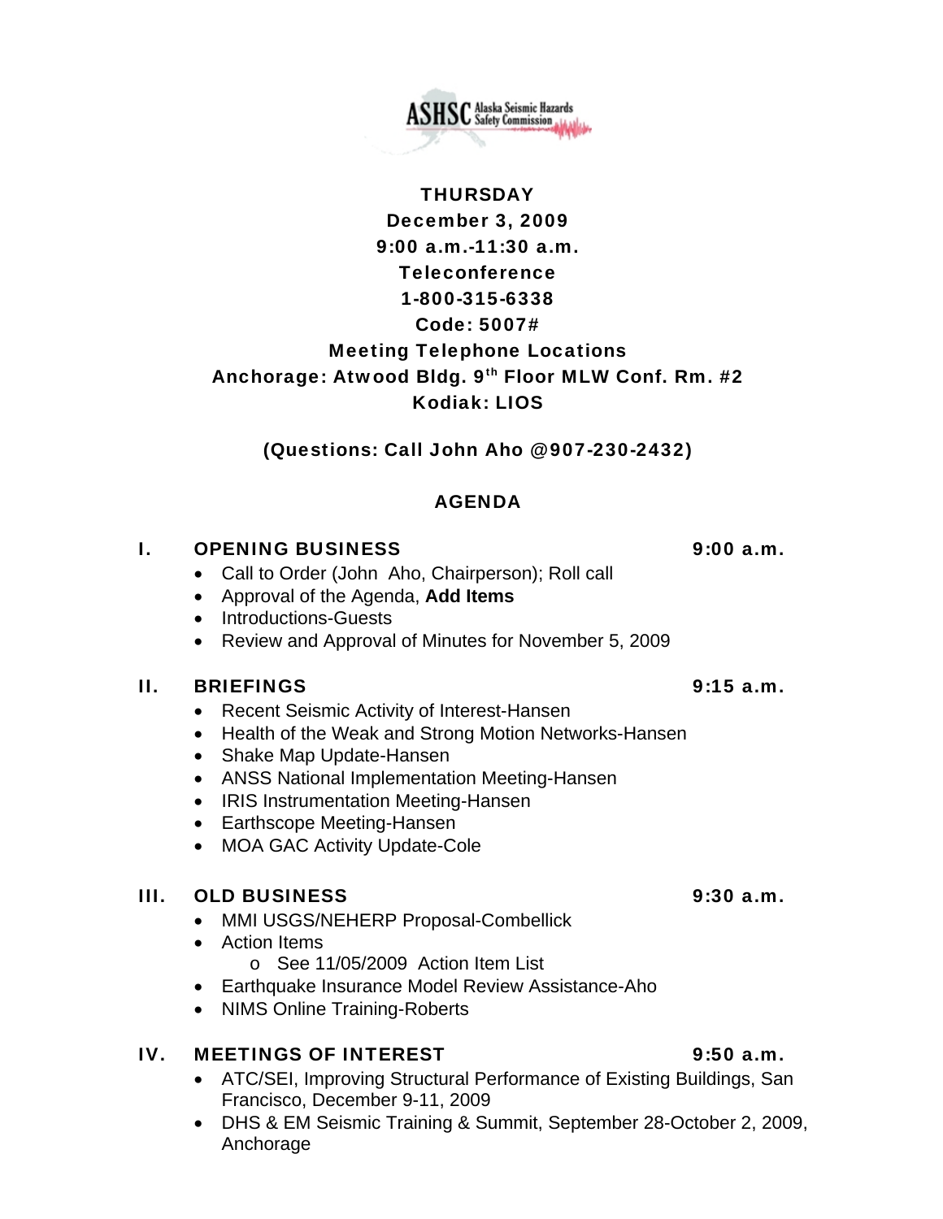ASHSC Alaska Seismic Hazards Safety Commission

**THURSDAY**
**December 3, 2009**
**9:00 a.m.-11:30 a.m.**
**Teleconference**
**1-800-315-6338**
**Code: 5007#**
**Meeting Telephone Locations**
**Anchorage: Atwood Bldg. 9th Floor MLW Conf. Rm. #2**
**Kodiak: LIOS**

**(Questions: Call John Aho @907-230-2432)**

## AGENDA

### I. OPENING BUSINESS — 9:00 a.m.

- Call to Order (John Aho, Chairperson); Roll call
- Approval of the Agenda, **Add Items**
- Introductions-Guests
- Review and Approval of Minutes for November 5, 2009

### II. BRIEFINGS — 9:15 a.m.

- Recent Seismic Activity of Interest-Hansen
- Health of the Weak and Strong Motion Networks-Hansen
- Shake Map Update-Hansen
- ANSS National Implementation Meeting-Hansen
- IRIS Instrumentation Meeting-Hansen
- Earthscope Meeting-Hansen
- MOA GAC Activity Update-Cole

### III. OLD BUSINESS — 9:30 a.m.

- MMI USGS/NEHERP Proposal-Combellick
- Action Items
  - See 11/05/2009 Action Item List
- Earthquake Insurance Model Review Assistance-Aho
- NIMS Online Training-Roberts

### IV. MEETINGS OF INTEREST — 9:50 a.m.

- ATC/SEI, Improving Structural Performance of Existing Buildings, San Francisco, December 9-11, 2009
- DHS & EM Seismic Training & Summit, September 28-October 2, 2009, Anchorage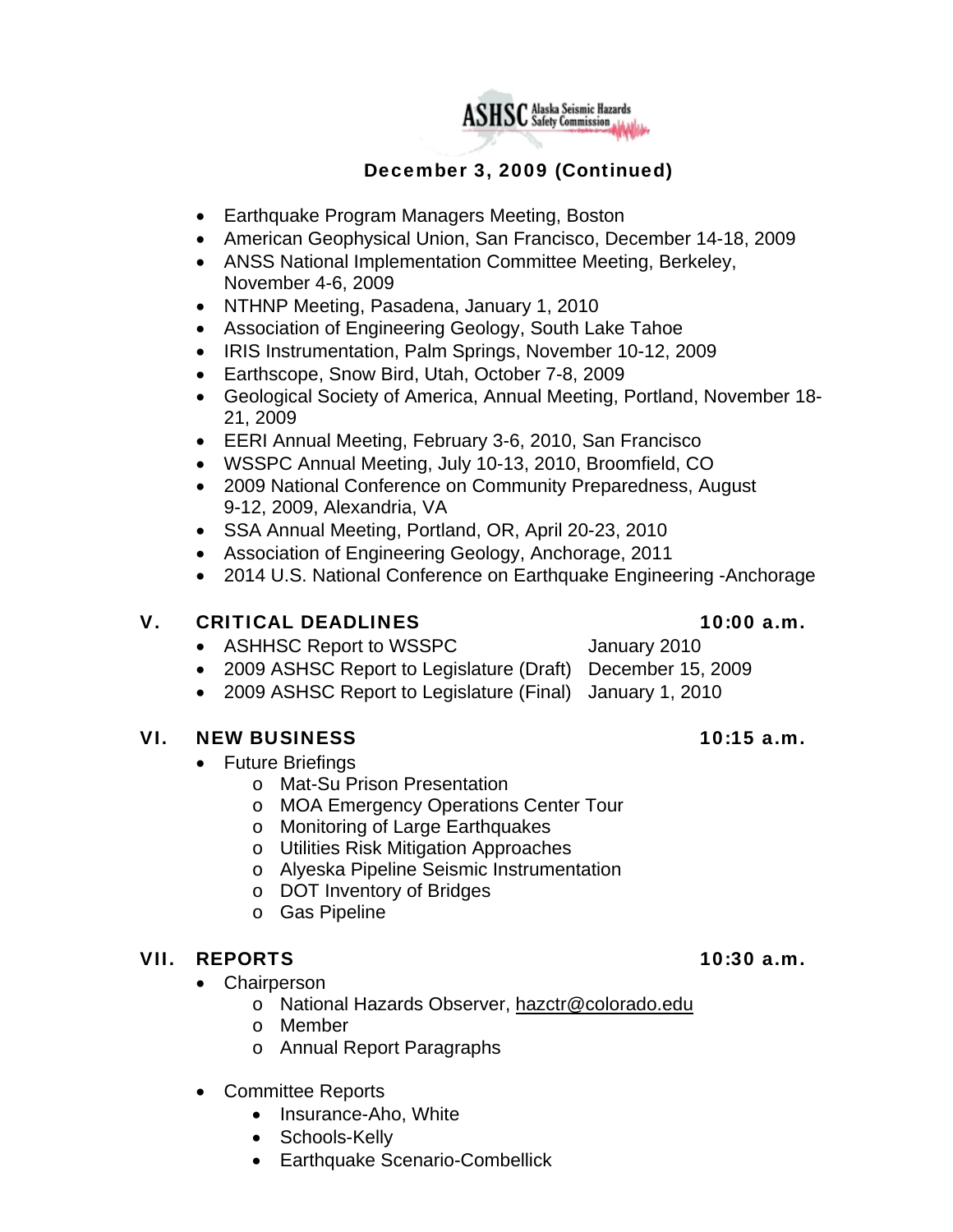**December 3, 2009 (Continued)**

- Earthquake Program Managers Meeting, Boston
- American Geophysical Union, San Francisco, December 14-18, 2009
- ANSS National Implementation Committee Meeting, Berkeley, November 4-6, 2009
- NTHNP Meeting, Pasadena, January 1, 2010
- Association of Engineering Geology, South Lake Tahoe
- IRIS Instrumentation, Palm Springs, November 10-12, 2009
- Earthscope, Snow Bird, Utah, October 7-8, 2009
- Geological Society of America, Annual Meeting, Portland, November 18-21, 2009
- EERI Annual Meeting, February 3-6, 2010, San Francisco
- WSSPC Annual Meeting, July 10-13, 2010, Broomfield, CO
- 2009 National Conference on Community Preparedness, August 9-12, 2009, Alexandria, VA
- SSA Annual Meeting, Portland, OR, April 20-23, 2010
- Association of Engineering Geology, Anchorage, 2011
- 2014 U.S. National Conference on Earthquake Engineering -Anchorage

## V. CRITICAL DEADLINES — 10:00 a.m.

- ASHHSC Report to WSSPC — January 2010
- 2009 ASHSC Report to Legislature (Draft) — December 15, 2009
- 2009 ASHSC Report to Legislature (Final) — January 1, 2010

## VI. NEW BUSINESS — 10:15 a.m.

- Future Briefings
  - Mat-Su Prison Presentation
  - MOA Emergency Operations Center Tour
  - Monitoring of Large Earthquakes
  - Utilities Risk Mitigation Approaches
  - Alyeska Pipeline Seismic Instrumentation
  - DOT Inventory of Bridges
  - Gas Pipeline

## VII. REPORTS — 10:30 a.m.

- Chairperson
  - National Hazards Observer, hazctr@colorado.edu
  - Member
  - Annual Report Paragraphs

- Committee Reports
  - Insurance-Aho, White
  - Schools-Kelly
  - Earthquake Scenario-Combellick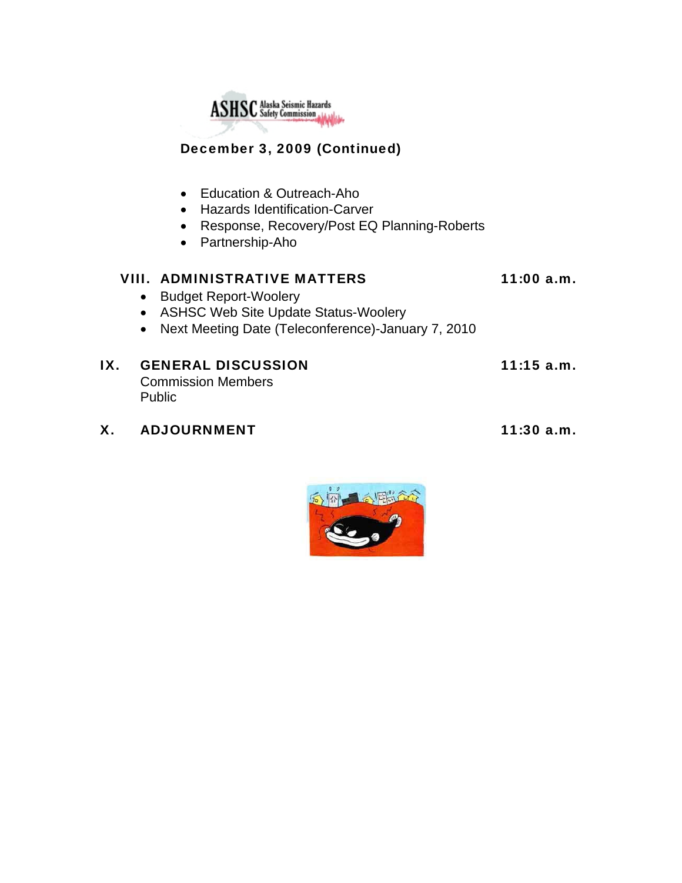**December 3, 2009 (Continued)**

- Education & Outreach-Aho
- Hazards Identification-Carver
- Response, Recovery/Post EQ Planning-Roberts
- Partnership-Aho

## VIII. ADMINISTRATIVE MATTERS — 11:00 a.m.

- Budget Report-Woolery
- ASHSC Web Site Update Status-Woolery
- Next Meeting Date (Teleconference)-January 7, 2010

## IX. GENERAL DISCUSSION — 11:15 a.m.

Commission Members
Public

## X. ADJOURNMENT — 11:30 a.m.